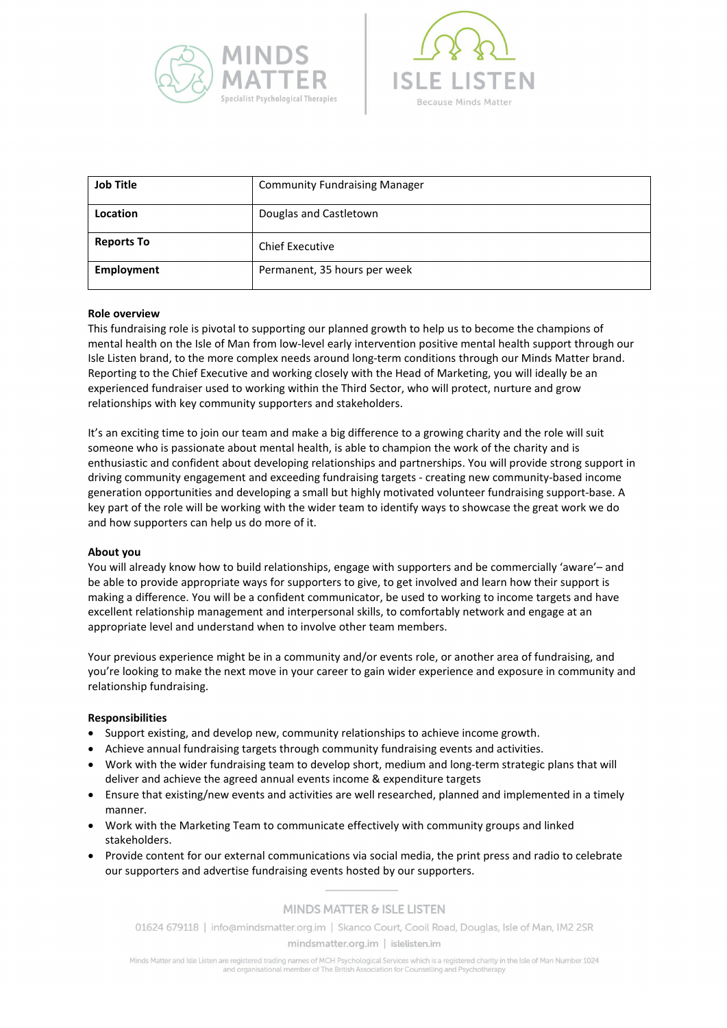| Job Title | Community Fundraising Manager |
| --- | --- |
| Location | Douglas and Castletown |
| Reports To | Chief Executive |
| Employment | Permanent, 35 hours per week |

**Role overview**

This fundraising role is pivotal to supporting our planned growth to help us to become the champions of mental health on the Isle of Man from low-level early intervention positive mental health support through our Isle Listen brand, to the more complex needs around long-term conditions through our Minds Matter brand. Reporting to the Chief Executive and working closely with the Head of Marketing, you will ideally be an experienced fundraiser used to working within the Third Sector, who will protect, nurture and grow relationships with key community supporters and stakeholders.

It's an exciting time to join our team and make a big difference to a growing charity and the role will suit someone who is passionate about mental health, is able to champion the work of the charity and is enthusiastic and confident about developing relationships and partnerships. You will provide strong support in driving community engagement and exceeding fundraising targets - creating new community-based income generation opportunities and developing a small but highly motivated volunteer fundraising support-base. A key part of the role will be working with the wider team to identify ways to showcase the great work we do and how supporters can help us do more of it.

**About you**

You will already know how to build relationships, engage with supporters and be commercially 'aware'– and be able to provide appropriate ways for supporters to give, to get involved and learn how their support is making a difference. You will be a confident communicator, be used to working to income targets and have excellent relationship management and interpersonal skills, to comfortably network and engage at an appropriate level and understand when to involve other team members.

Your previous experience might be in a community and/or events role, or another area of fundraising, and you're looking to make the next move in your career to gain wider experience and exposure in community and relationship fundraising.

**Responsibilities**

- Support existing, and develop new, community relationships to achieve income growth.
- Achieve annual fundraising targets through community fundraising events and activities.
- Work with the wider fundraising team to develop short, medium and long-term strategic plans that will deliver and achieve the agreed annual events income & expenditure targets
- Ensure that existing/new events and activities are well researched, planned and implemented in a timely manner.
- Work with the Marketing Team to communicate effectively with community groups and linked stakeholders.
- Provide content for our external communications via social media, the print press and radio to celebrate our supporters and advertise fundraising events hosted by our supporters.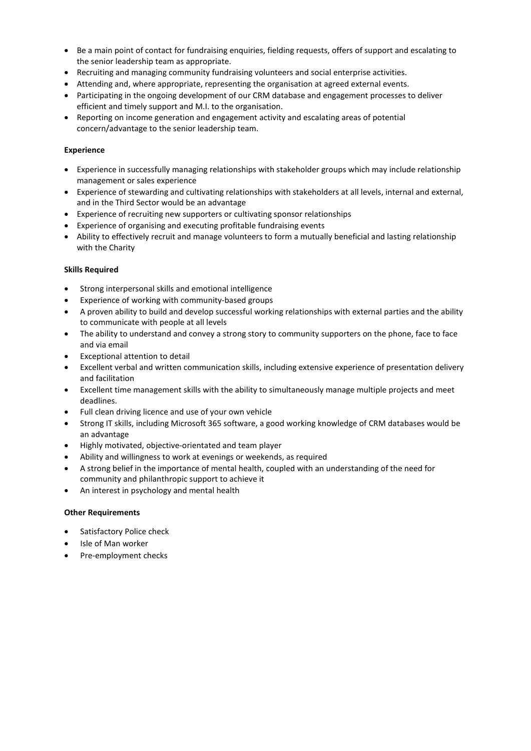- Be a main point of contact for fundraising enquiries, fielding requests, offers of support and escalating to the senior leadership team as appropriate.
- Recruiting and managing community fundraising volunteers and social enterprise activities.
- Attending and, where appropriate, representing the organisation at agreed external events.
- Participating in the ongoing development of our CRM database and engagement processes to deliver efficient and timely support and M.I. to the organisation.
- Reporting on income generation and engagement activity and escalating areas of potential concern/advantage to the senior leadership team.

**Experience**

- Experience in successfully managing relationships with stakeholder groups which may include relationship management or sales experience
- Experience of stewarding and cultivating relationships with stakeholders at all levels, internal and external, and in the Third Sector would be an advantage
- Experience of recruiting new supporters or cultivating sponsor relationships
- Experience of organising and executing profitable fundraising events
- Ability to effectively recruit and manage volunteers to form a mutually beneficial and lasting relationship with the Charity

**Skills Required**

- Strong interpersonal skills and emotional intelligence
- Experience of working with community-based groups
- A proven ability to build and develop successful working relationships with external parties and the ability to communicate with people at all levels
- The ability to understand and convey a strong story to community supporters on the phone, face to face and via email
- Exceptional attention to detail
- Excellent verbal and written communication skills, including extensive experience of presentation delivery and facilitation
- Excellent time management skills with the ability to simultaneously manage multiple projects and meet deadlines.
- Full clean driving licence and use of your own vehicle
- Strong IT skills, including Microsoft 365 software, a good working knowledge of CRM databases would be an advantage
- Highly motivated, objective-orientated and team player
- Ability and willingness to work at evenings or weekends, as required
- A strong belief in the importance of mental health, coupled with an understanding of the need for community and philanthropic support to achieve it
- An interest in psychology and mental health

**Other Requirements**

- Satisfactory Police check
- Isle of Man worker
- Pre-employment checks